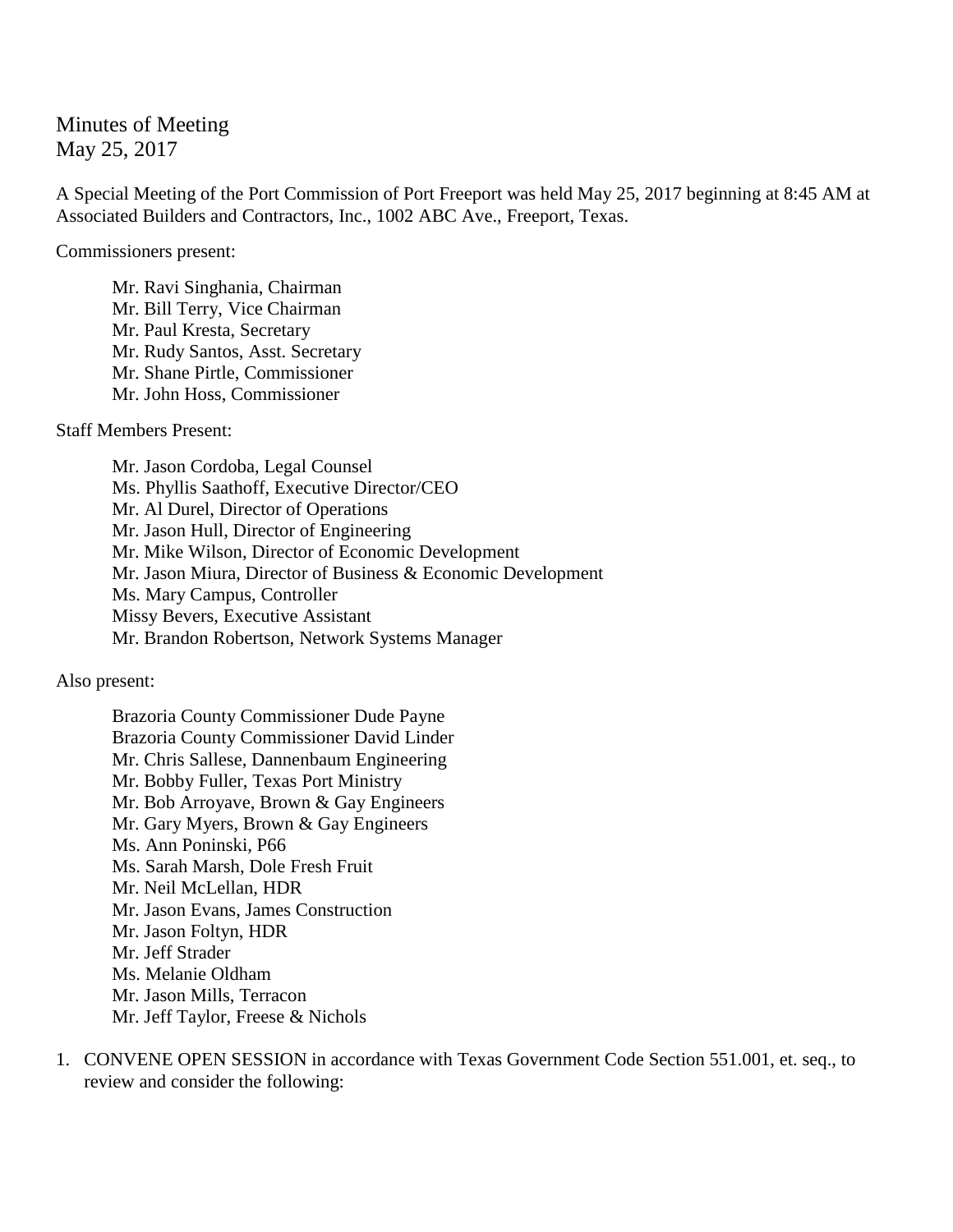Minutes of Meeting
May 25, 2017

A Special Meeting of the Port Commission of Port Freeport was held May 25, 2017 beginning at 8:45 AM at Associated Builders and Contractors, Inc., 1002 ABC Ave., Freeport, Texas.

Commissioners present:

Mr. Ravi Singhania, Chairman
Mr. Bill Terry, Vice Chairman
Mr. Paul Kresta, Secretary
Mr. Rudy Santos, Asst. Secretary
Mr. Shane Pirtle, Commissioner
Mr. John Hoss, Commissioner

Staff Members Present:

Mr. Jason Cordoba, Legal Counsel
Ms. Phyllis Saathoff, Executive Director/CEO
Mr. Al Durel, Director of Operations
Mr. Jason Hull, Director of Engineering
Mr. Mike Wilson, Director of Economic Development
Mr. Jason Miura, Director of Business & Economic Development
Ms. Mary Campus, Controller
Missy Bevers, Executive Assistant
Mr. Brandon Robertson, Network Systems Manager

Also present:

Brazoria County Commissioner Dude Payne
Brazoria County Commissioner David Linder
Mr. Chris Sallese, Dannenbaum Engineering
Mr. Bobby Fuller, Texas Port Ministry
Mr. Bob Arroyave, Brown & Gay Engineers
Mr. Gary Myers, Brown & Gay Engineers
Ms. Ann Poninski, P66
Ms. Sarah Marsh, Dole Fresh Fruit
Mr. Neil McLellan, HDR
Mr. Jason Evans, James Construction
Mr. Jason Foltyn, HDR
Mr. Jeff Strader
Ms. Melanie Oldham
Mr. Jason Mills, Terracon
Mr. Jeff Taylor, Freese & Nichols

1. CONVENE OPEN SESSION in accordance with Texas Government Code Section 551.001, et. seq., to review and consider the following: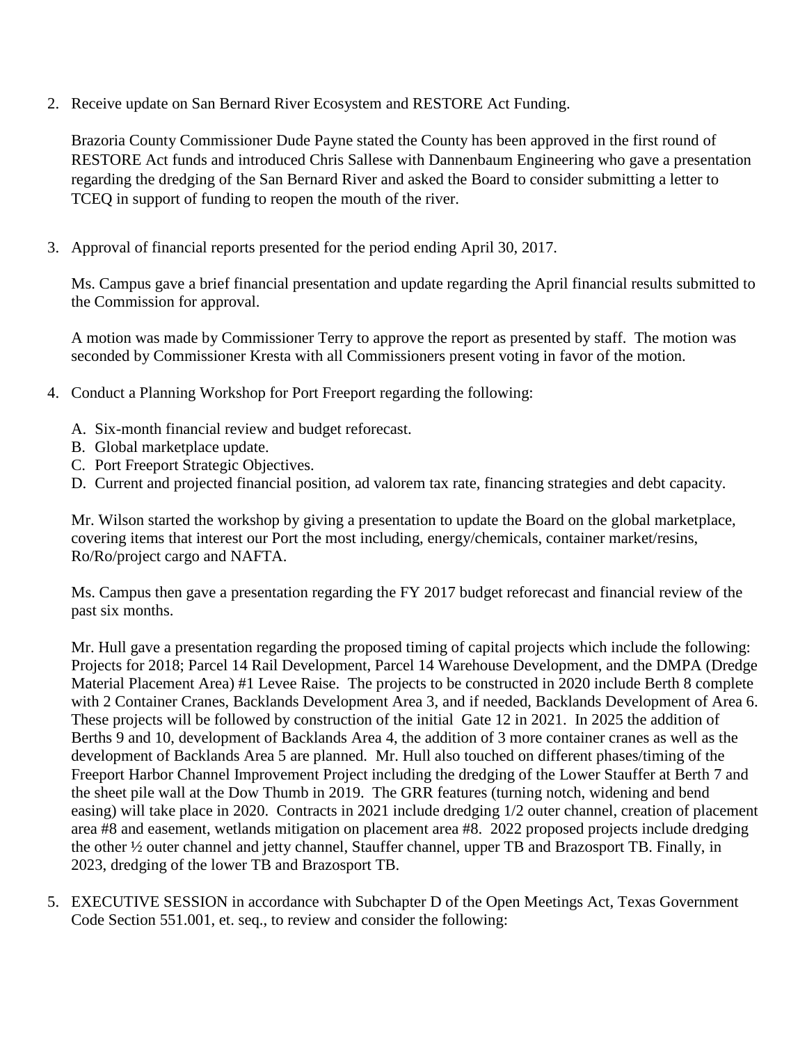2. Receive update on San Bernard River Ecosystem and RESTORE Act Funding.

   Brazoria County Commissioner Dude Payne stated the County has been approved in the first round of RESTORE Act funds and introduced Chris Sallese with Dannenbaum Engineering who gave a presentation regarding the dredging of the San Bernard River and asked the Board to consider submitting a letter to TCEQ in support of funding to reopen the mouth of the river.

3. Approval of financial reports presented for the period ending April 30, 2017.

   Ms. Campus gave a brief financial presentation and update regarding the April financial results submitted to the Commission for approval.

   A motion was made by Commissioner Terry to approve the report as presented by staff. The motion was seconded by Commissioner Kresta with all Commissioners present voting in favor of the motion.

4. Conduct a Planning Workshop for Port Freeport regarding the following:

   A. Six-month financial review and budget reforecast.
   B. Global marketplace update.
   C. Port Freeport Strategic Objectives.
   D. Current and projected financial position, ad valorem tax rate, financing strategies and debt capacity.

   Mr. Wilson started the workshop by giving a presentation to update the Board on the global marketplace, covering items that interest our Port the most including, energy/chemicals, container market/resins, Ro/Ro/project cargo and NAFTA.

   Ms. Campus then gave a presentation regarding the FY 2017 budget reforecast and financial review of the past six months.

   Mr. Hull gave a presentation regarding the proposed timing of capital projects which include the following: Projects for 2018; Parcel 14 Rail Development, Parcel 14 Warehouse Development, and the DMPA (Dredge Material Placement Area) #1 Levee Raise. The projects to be constructed in 2020 include Berth 8 complete with 2 Container Cranes, Backlands Development Area 3, and if needed, Backlands Development of Area 6. These projects will be followed by construction of the initial Gate 12 in 2021. In 2025 the addition of Berths 9 and 10, development of Backlands Area 4, the addition of 3 more container cranes as well as the development of Backlands Area 5 are planned. Mr. Hull also touched on different phases/timing of the Freeport Harbor Channel Improvement Project including the dredging of the Lower Stauffer at Berth 7 and the sheet pile wall at the Dow Thumb in 2019. The GRR features (turning notch, widening and bend easing) will take place in 2020. Contracts in 2021 include dredging 1/2 outer channel, creation of placement area #8 and easement, wetlands mitigation on placement area #8. 2022 proposed projects include dredging the other ½ outer channel and jetty channel, Stauffer channel, upper TB and Brazosport TB. Finally, in 2023, dredging of the lower TB and Brazosport TB.

5. EXECUTIVE SESSION in accordance with Subchapter D of the Open Meetings Act, Texas Government Code Section 551.001, et. seq., to review and consider the following: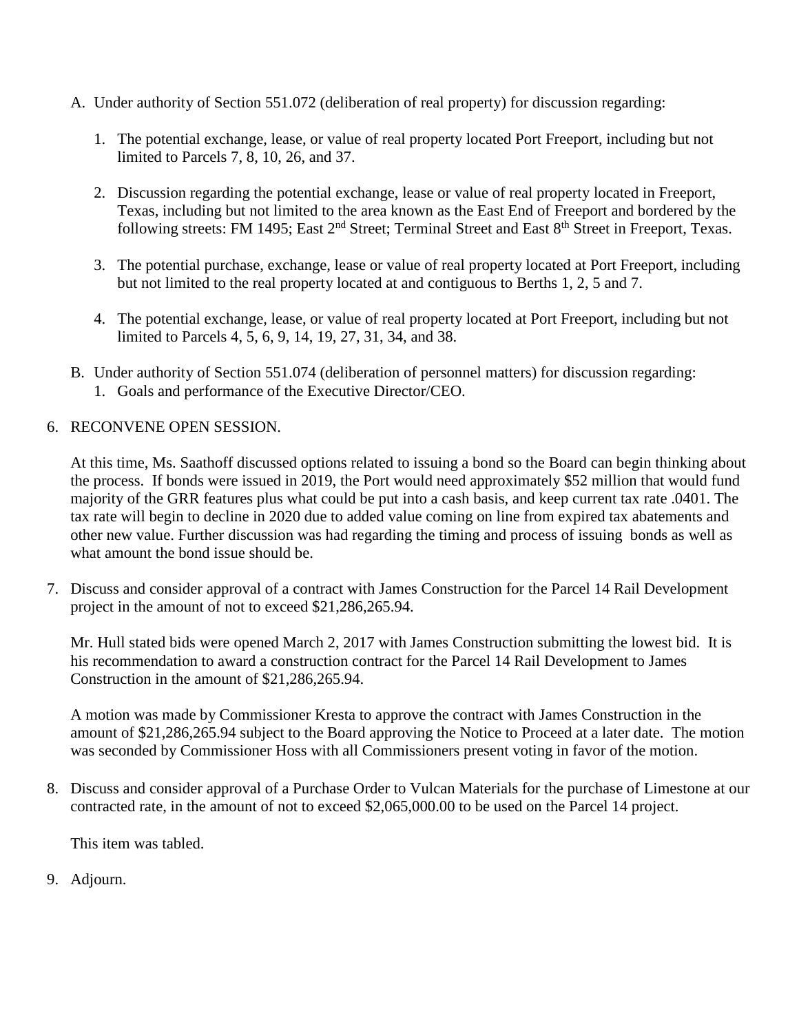A. Under authority of Section 551.072 (deliberation of real property) for discussion regarding:

   1. The potential exchange, lease, or value of real property located Port Freeport, including but not limited to Parcels 7, 8, 10, 26, and 37.

   2. Discussion regarding the potential exchange, lease or value of real property located in Freeport, Texas, including but not limited to the area known as the East End of Freeport and bordered by the following streets: FM 1495; East 2nd Street; Terminal Street and East 8th Street in Freeport, Texas.

   3. The potential purchase, exchange, lease or value of real property located at Port Freeport, including but not limited to the real property located at and contiguous to Berths 1, 2, 5 and 7.

   4. The potential exchange, lease, or value of real property located at Port Freeport, including but not limited to Parcels 4, 5, 6, 9, 14, 19, 27, 31, 34, and 38.

B. Under authority of Section 551.074 (deliberation of personnel matters) for discussion regarding:
   1. Goals and performance of the Executive Director/CEO.

6. RECONVENE OPEN SESSION.

   At this time, Ms. Saathoff discussed options related to issuing a bond so the Board can begin thinking about the process. If bonds were issued in 2019, the Port would need approximately $52 million that would fund majority of the GRR features plus what could be put into a cash basis, and keep current tax rate .0401. The tax rate will begin to decline in 2020 due to added value coming on line from expired tax abatements and other new value. Further discussion was had regarding the timing and process of issuing bonds as well as what amount the bond issue should be.

7. Discuss and consider approval of a contract with James Construction for the Parcel 14 Rail Development project in the amount of not to exceed $21,286,265.94.

   Mr. Hull stated bids were opened March 2, 2017 with James Construction submitting the lowest bid. It is his recommendation to award a construction contract for the Parcel 14 Rail Development to James Construction in the amount of $21,286,265.94.

   A motion was made by Commissioner Kresta to approve the contract with James Construction in the amount of $21,286,265.94 subject to the Board approving the Notice to Proceed at a later date. The motion was seconded by Commissioner Hoss with all Commissioners present voting in favor of the motion.

8. Discuss and consider approval of a Purchase Order to Vulcan Materials for the purchase of Limestone at our contracted rate, in the amount of not to exceed $2,065,000.00 to be used on the Parcel 14 project.

   This item was tabled.

9. Adjourn.